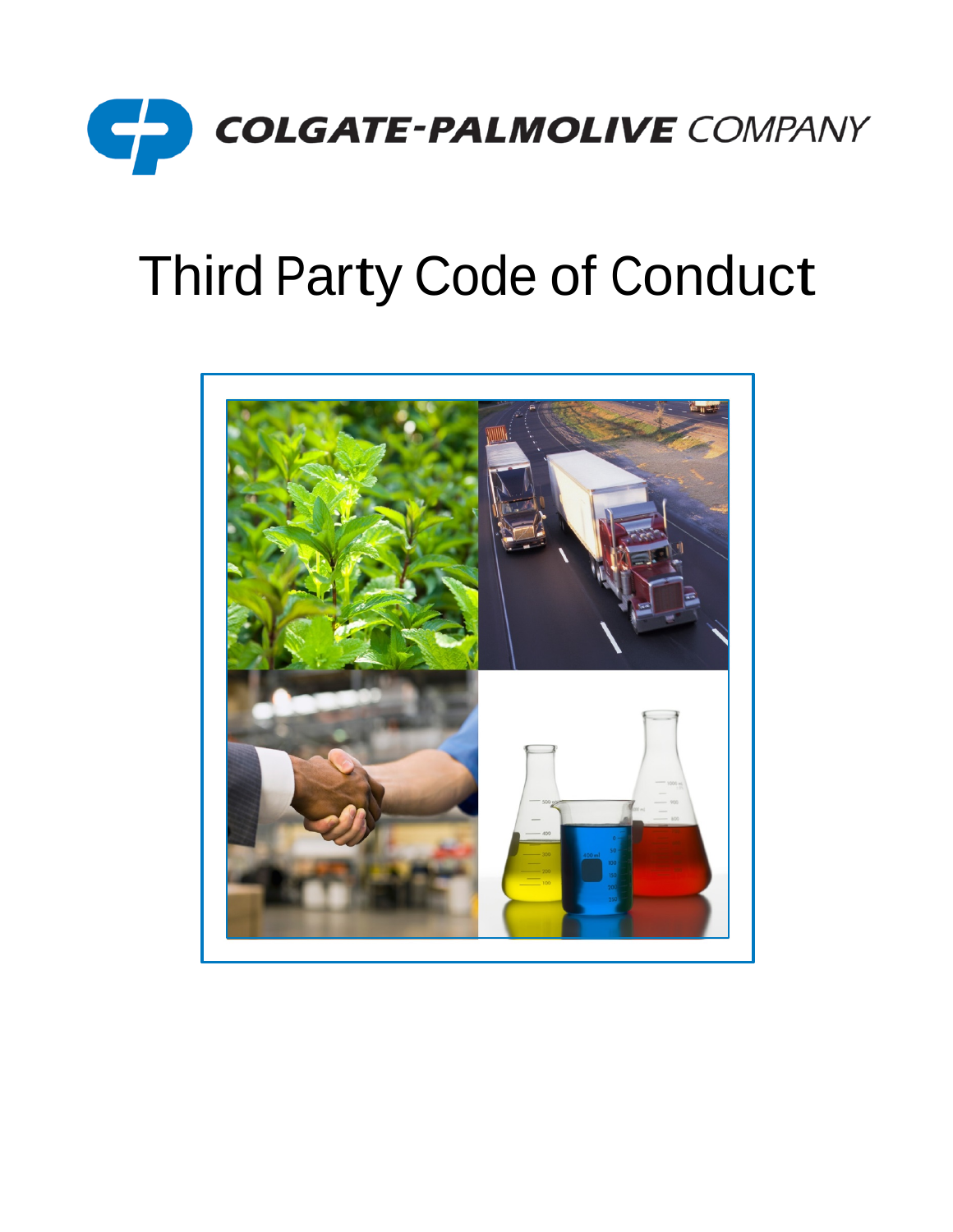COLGATE-PALMOLIVE COMPANY

# Third Party Code of Conduct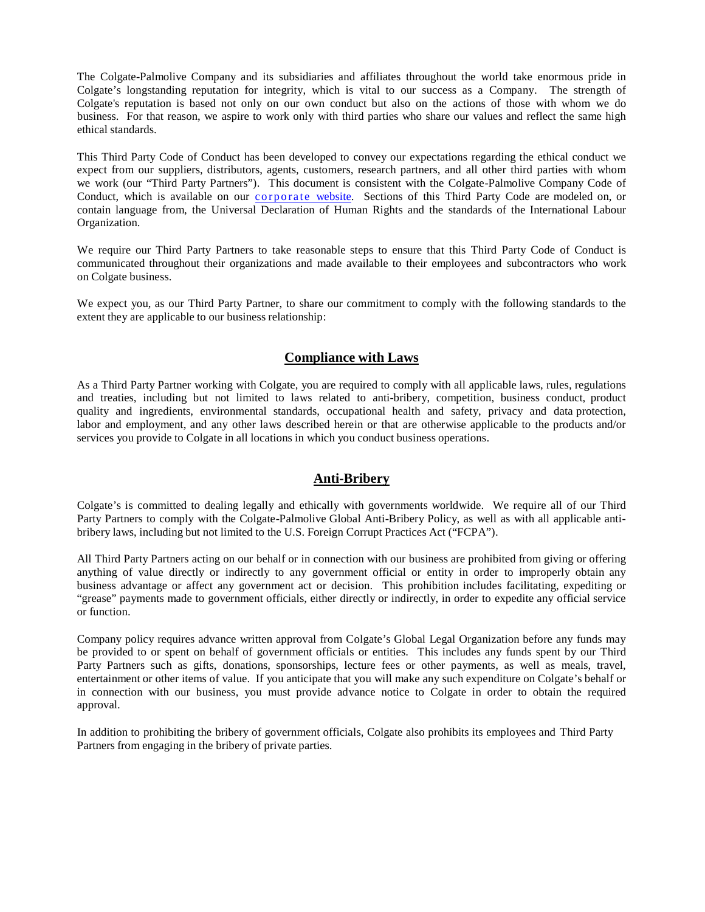The Colgate-Palmolive Company and its subsidiaries and affiliates throughout the world take enormous pride in Colgate's longstanding reputation for integrity, which is vital to our success as a Company. The strength of Colgate's reputation is based not only on our own conduct but also on the actions of those with whom we do business. For that reason, we aspire to work only with third parties who share our values and reflect the same high ethical standards.

This Third Party Code of Conduct has been developed to convey our expectations regarding the ethical conduct we expect from our suppliers, distributors, agents, customers, research partners, and all other third parties with whom we work (our "Third Party Partners"). This document is consistent with the Colgate-Palmolive Company Code of Conduct, which is available on our corporate website. Sections of this Third Party Code are modeled on, or contain language from, the Universal Declaration of Human Rights and the standards of the International Labour Organization.

We require our Third Party Partners to take reasonable steps to ensure that this Third Party Code of Conduct is communicated throughout their organizations and made available to their employees and subcontractors who work on Colgate business.

We expect you, as our Third Party Partner, to share our commitment to comply with the following standards to the extent they are applicable to our business relationship:

## Compliance with Laws

As a Third Party Partner working with Colgate, you are required to comply with all applicable laws, rules, regulations and treaties, including but not limited to laws related to anti-bribery, competition, business conduct, product quality and ingredients, environmental standards, occupational health and safety, privacy and data protection, labor and employment, and any other laws described herein or that are otherwise applicable to the products and/or services you provide to Colgate in all locations in which you conduct business operations.

## Anti-Bribery

Colgate's is committed to dealing legally and ethically with governments worldwide. We require all of our Third Party Partners to comply with the Colgate-Palmolive Global Anti-Bribery Policy, as well as with all applicable anti-bribery laws, including but not limited to the U.S. Foreign Corrupt Practices Act ("FCPA").

All Third Party Partners acting on our behalf or in connection with our business are prohibited from giving or offering anything of value directly or indirectly to any government official or entity in order to improperly obtain any business advantage or affect any government act or decision. This prohibition includes facilitating, expediting or "grease" payments made to government officials, either directly or indirectly, in order to expedite any official service or function.

Company policy requires advance written approval from Colgate's Global Legal Organization before any funds may be provided to or spent on behalf of government officials or entities. This includes any funds spent by our Third Party Partners such as gifts, donations, sponsorships, lecture fees or other payments, as well as meals, travel, entertainment or other items of value. If you anticipate that you will make any such expenditure on Colgate's behalf or in connection with our business, you must provide advance notice to Colgate in order to obtain the required approval.

In addition to prohibiting the bribery of government officials, Colgate also prohibits its employees and Third Party Partners from engaging in the bribery of private parties.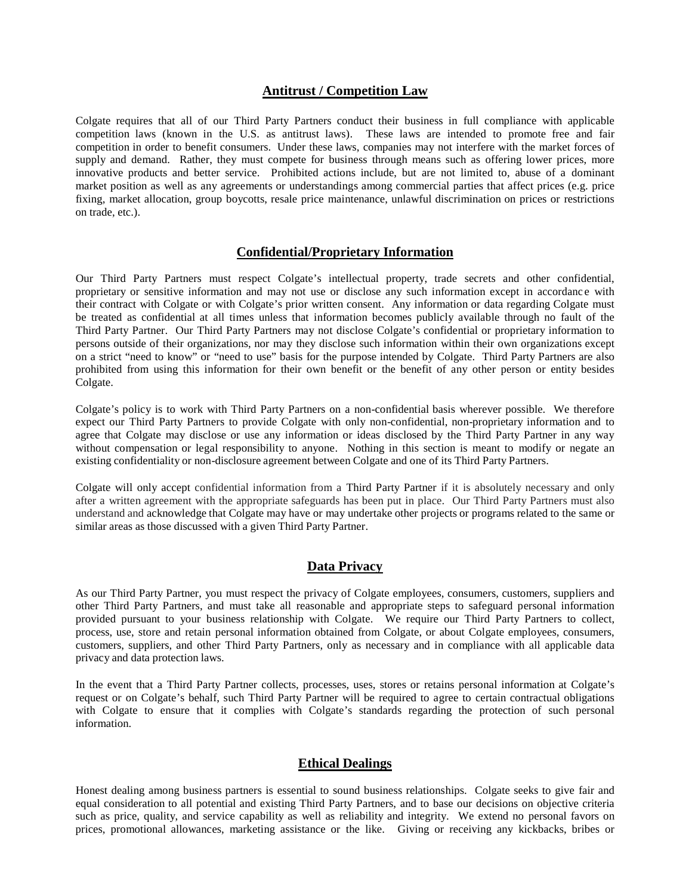## Antitrust / Competition Law

Colgate requires that all of our Third Party Partners conduct their business in full compliance with applicable competition laws (known in the U.S. as antitrust laws). These laws are intended to promote free and fair competition in order to benefit consumers. Under these laws, companies may not interfere with the market forces of supply and demand. Rather, they must compete for business through means such as offering lower prices, more innovative products and better service. Prohibited actions include, but are not limited to, abuse of a dominant market position as well as any agreements or understandings among commercial parties that affect prices (e.g. price fixing, market allocation, group boycotts, resale price maintenance, unlawful discrimination on prices or restrictions on trade, etc.).

## Confidential/Proprietary Information

Our Third Party Partners must respect Colgate's intellectual property, trade secrets and other confidential, proprietary or sensitive information and may not use or disclose any such information except in accordance with their contract with Colgate or with Colgate's prior written consent. Any information or data regarding Colgate must be treated as confidential at all times unless that information becomes publicly available through no fault of the Third Party Partner. Our Third Party Partners may not disclose Colgate's confidential or proprietary information to persons outside of their organizations, nor may they disclose such information within their own organizations except on a strict "need to know" or "need to use" basis for the purpose intended by Colgate. Third Party Partners are also prohibited from using this information for their own benefit or the benefit of any other person or entity besides Colgate.

Colgate's policy is to work with Third Party Partners on a non-confidential basis wherever possible. We therefore expect our Third Party Partners to provide Colgate with only non-confidential, non-proprietary information and to agree that Colgate may disclose or use any information or ideas disclosed by the Third Party Partner in any way without compensation or legal responsibility to anyone. Nothing in this section is meant to modify or negate an existing confidentiality or non-disclosure agreement between Colgate and one of its Third Party Partners.

Colgate will only accept confidential information from a Third Party Partner if it is absolutely necessary and only after a written agreement with the appropriate safeguards has been put in place. Our Third Party Partners must also understand and acknowledge that Colgate may have or may undertake other projects or programs related to the same or similar areas as those discussed with a given Third Party Partner.

## Data Privacy

As our Third Party Partner, you must respect the privacy of Colgate employees, consumers, customers, suppliers and other Third Party Partners, and must take all reasonable and appropriate steps to safeguard personal information provided pursuant to your business relationship with Colgate. We require our Third Party Partners to collect, process, use, store and retain personal information obtained from Colgate, or about Colgate employees, consumers, customers, suppliers, and other Third Party Partners, only as necessary and in compliance with all applicable data privacy and data protection laws.

In the event that a Third Party Partner collects, processes, uses, stores or retains personal information at Colgate's request or on Colgate's behalf, such Third Party Partner will be required to agree to certain contractual obligations with Colgate to ensure that it complies with Colgate's standards regarding the protection of such personal information.

## Ethical Dealings

Honest dealing among business partners is essential to sound business relationships. Colgate seeks to give fair and equal consideration to all potential and existing Third Party Partners, and to base our decisions on objective criteria such as price, quality, and service capability as well as reliability and integrity. We extend no personal favors on prices, promotional allowances, marketing assistance or the like. Giving or receiving any kickbacks, bribes or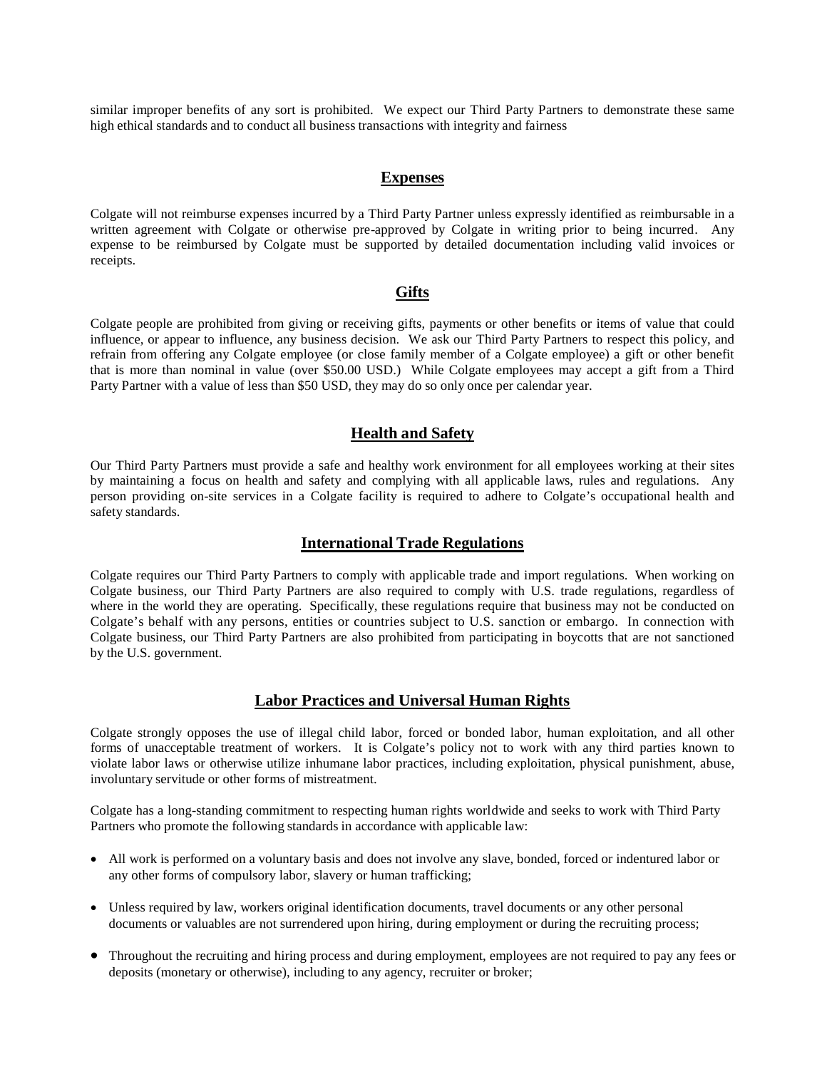similar improper benefits of any sort is prohibited. We expect our Third Party Partners to demonstrate these same high ethical standards and to conduct all business transactions with integrity and fairness

## Expenses

Colgate will not reimburse expenses incurred by a Third Party Partner unless expressly identified as reimbursable in a written agreement with Colgate or otherwise pre-approved by Colgate in writing prior to being incurred. Any expense to be reimbursed by Colgate must be supported by detailed documentation including valid invoices or receipts.

## Gifts

Colgate people are prohibited from giving or receiving gifts, payments or other benefits or items of value that could influence, or appear to influence, any business decision. We ask our Third Party Partners to respect this policy, and refrain from offering any Colgate employee (or close family member of a Colgate employee) a gift or other benefit that is more than nominal in value (over $50.00 USD.) While Colgate employees may accept a gift from a Third Party Partner with a value of less than $50 USD, they may do so only once per calendar year.

## Health and Safety

Our Third Party Partners must provide a safe and healthy work environment for all employees working at their sites by maintaining a focus on health and safety and complying with all applicable laws, rules and regulations. Any person providing on-site services in a Colgate facility is required to adhere to Colgate's occupational health and safety standards.

## International Trade Regulations

Colgate requires our Third Party Partners to comply with applicable trade and import regulations. When working on Colgate business, our Third Party Partners are also required to comply with U.S. trade regulations, regardless of where in the world they are operating. Specifically, these regulations require that business may not be conducted on Colgate's behalf with any persons, entities or countries subject to U.S. sanction or embargo. In connection with Colgate business, our Third Party Partners are also prohibited from participating in boycotts that are not sanctioned by the U.S. government.

## Labor Practices and Universal Human Rights

Colgate strongly opposes the use of illegal child labor, forced or bonded labor, human exploitation, and all other forms of unacceptable treatment of workers. It is Colgate's policy not to work with any third parties known to violate labor laws or otherwise utilize inhumane labor practices, including exploitation, physical punishment, abuse, involuntary servitude or other forms of mistreatment.

Colgate has a long-standing commitment to respecting human rights worldwide and seeks to work with Third Party Partners who promote the following standards in accordance with applicable law:

- All work is performed on a voluntary basis and does not involve any slave, bonded, forced or indentured labor or any other forms of compulsory labor, slavery or human trafficking;
- Unless required by law, workers original identification documents, travel documents or any other personal documents or valuables are not surrendered upon hiring, during employment or during the recruiting process;
- Throughout the recruiting and hiring process and during employment, employees are not required to pay any fees or deposits (monetary or otherwise), including to any agency, recruiter or broker;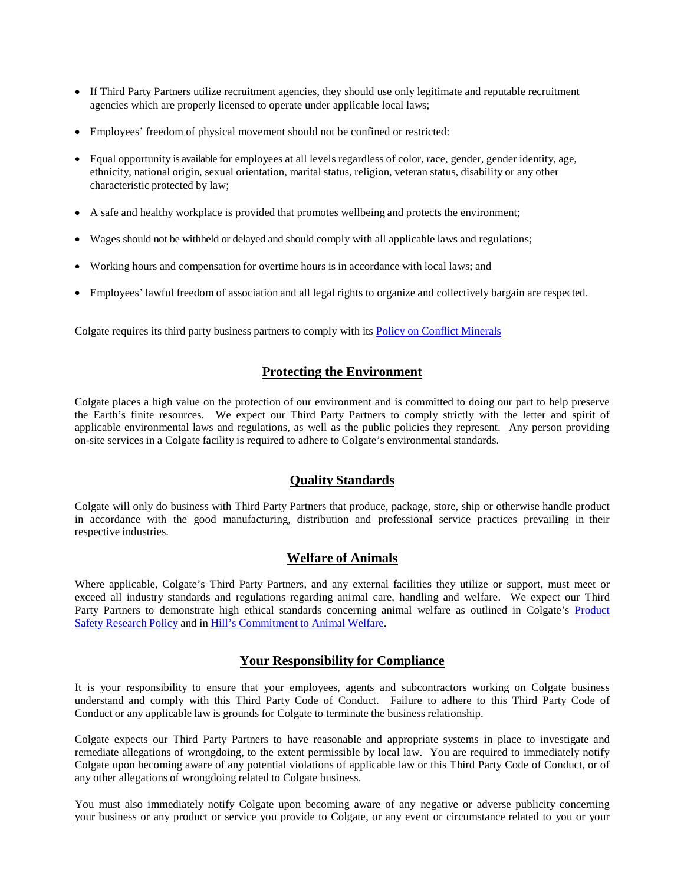- If Third Party Partners utilize recruitment agencies, they should use only legitimate and reputable recruitment agencies which are properly licensed to operate under applicable local laws;
- Employees' freedom of physical movement should not be confined or restricted:
- Equal opportunity is available for employees at all levels regardless of color, race, gender, gender identity, age, ethnicity, national origin, sexual orientation, marital status, religion, veteran status, disability or any other characteristic protected by law;
- A safe and healthy workplace is provided that promotes wellbeing and protects the environment;
- Wages should not be withheld or delayed and should comply with all applicable laws and regulations;
- Working hours and compensation for overtime hours is in accordance with local laws; and
- Employees' lawful freedom of association and all legal rights to organize and collectively bargain are respected.

Colgate requires its third party business partners to comply with its [Policy on Conflict Minerals]()

## Protecting the Environment

Colgate places a high value on the protection of our environment and is committed to doing our part to help preserve the Earth's finite resources. We expect our Third Party Partners to comply strictly with the letter and spirit of applicable environmental laws and regulations, as well as the public policies they represent. Any person providing on-site services in a Colgate facility is required to adhere to Colgate's environmental standards.

## Quality Standards

Colgate will only do business with Third Party Partners that produce, package, store, ship or otherwise handle product in accordance with the good manufacturing, distribution and professional service practices prevailing in their respective industries.

## Welfare of Animals

Where applicable, Colgate's Third Party Partners, and any external facilities they utilize or support, must meet or exceed all industry standards and regulations regarding animal care, handling and welfare. We expect our Third Party Partners to demonstrate high ethical standards concerning animal welfare as outlined in Colgate's [Product Safety Research Policy]() and in [Hill's Commitment to Animal Welfare]().

## Your Responsibility for Compliance

It is your responsibility to ensure that your employees, agents and subcontractors working on Colgate business understand and comply with this Third Party Code of Conduct. Failure to adhere to this Third Party Code of Conduct or any applicable law is grounds for Colgate to terminate the business relationship.

Colgate expects our Third Party Partners to have reasonable and appropriate systems in place to investigate and remediate allegations of wrongdoing, to the extent permissible by local law. You are required to immediately notify Colgate upon becoming aware of any potential violations of applicable law or this Third Party Code of Conduct, or of any other allegations of wrongdoing related to Colgate business.

You must also immediately notify Colgate upon becoming aware of any negative or adverse publicity concerning your business or any product or service you provide to Colgate, or any event or circumstance related to you or your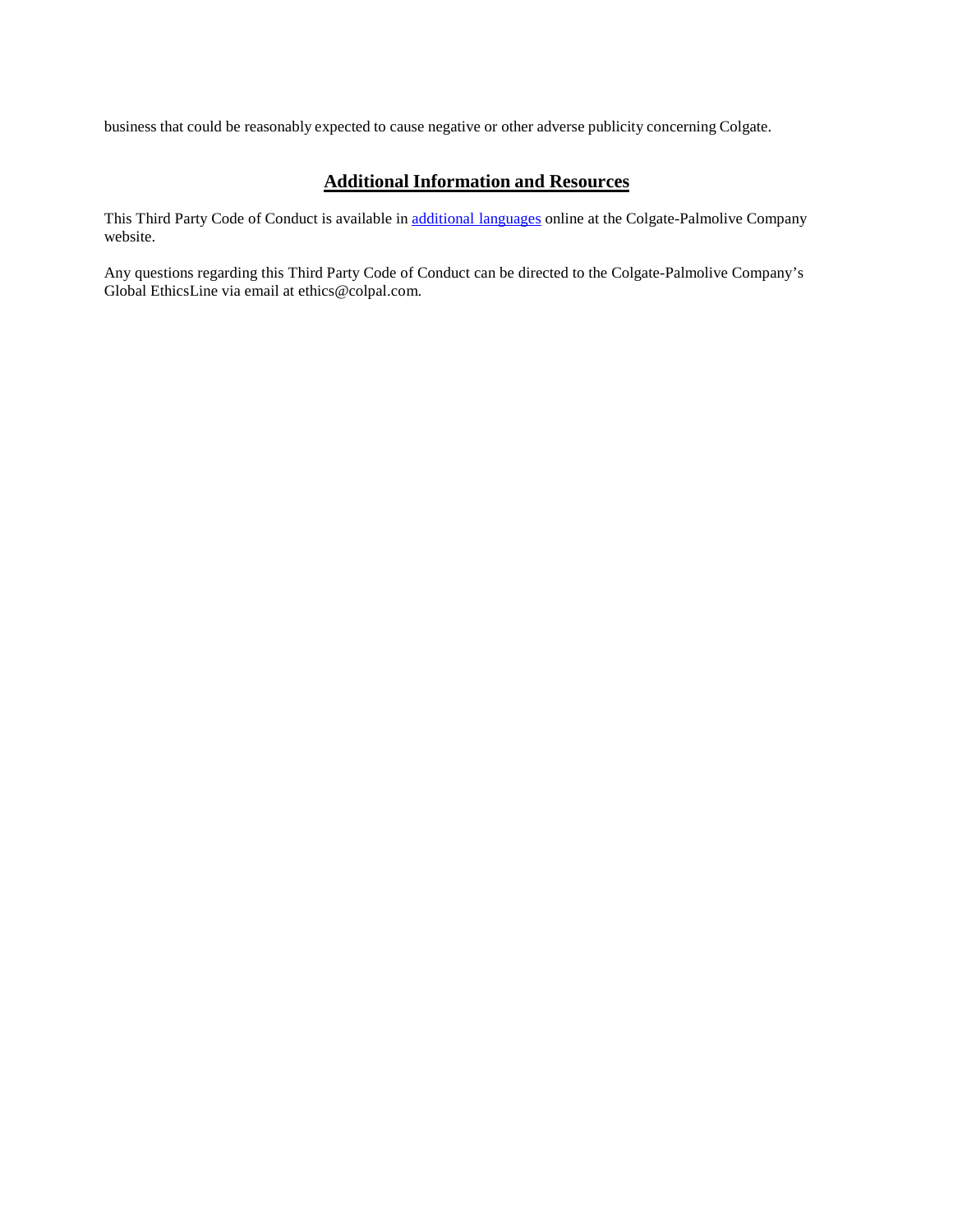business that could be reasonably expected to cause negative or other adverse publicity concerning Colgate.

## Additional Information and Resources

This Third Party Code of Conduct is available in additional languages online at the Colgate-Palmolive Company website.

Any questions regarding this Third Party Code of Conduct can be directed to the Colgate-Palmolive Company's Global EthicsLine via email at ethics@colpal.com.